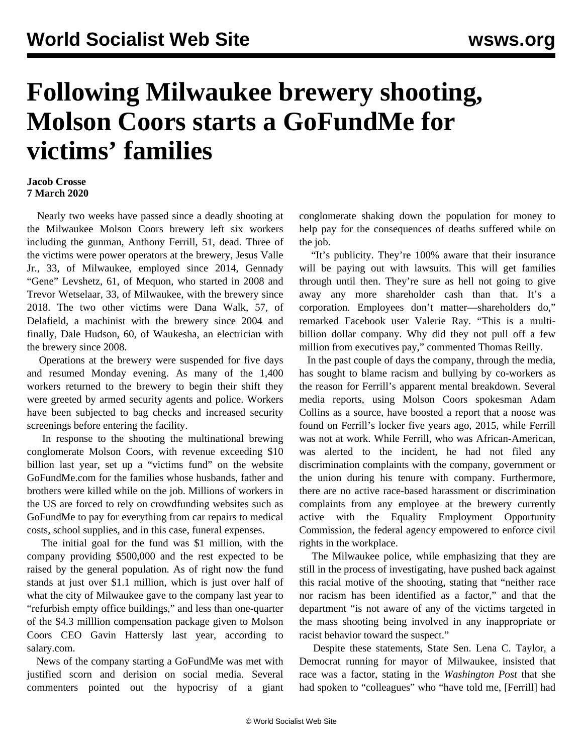# Following Milwaukee brewery shooting, Molson Coors starts a GoFundMe for victims' families

**Jacob Crosse**
**7 March 2020**

Nearly two weeks have passed since a deadly shooting at the Milwaukee Molson Coors brewery left six workers including the gunman, Anthony Ferrill, 51, dead. Three of the victims were power operators at the brewery, Jesus Valle Jr., 33, of Milwaukee, employed since 2014, Gennady "Gene" Levshetz, 61, of Mequon, who started in 2008 and Trevor Wetselaar, 33, of Milwaukee, with the brewery since 2018. The two other victims were Dana Walk, 57, of Delafield, a machinist with the brewery since 2004 and finally, Dale Hudson, 60, of Waukesha, an electrician with the brewery since 2008.

Operations at the brewery were suspended for five days and resumed Monday evening. As many of the 1,400 workers returned to the brewery to begin their shift they were greeted by armed security agents and police. Workers have been subjected to bag checks and increased security screenings before entering the facility.

In response to the shooting the multinational brewing conglomerate Molson Coors, with revenue exceeding $10 billion last year, set up a "victims fund" on the website GoFundMe.com for the families whose husbands, father and brothers were killed while on the job. Millions of workers in the US are forced to rely on crowdfunding websites such as GoFundMe to pay for everything from car repairs to medical costs, school supplies, and in this case, funeral expenses.

The initial goal for the fund was $1 million, with the company providing $500,000 and the rest expected to be raised by the general population. As of right now the fund stands at just over $1.1 million, which is just over half of what the city of Milwaukee gave to the company last year to "refurbish empty office buildings," and less than one-quarter of the $4.3 milllion compensation package given to Molson Coors CEO Gavin Hattersly last year, according to salary.com.

News of the company starting a GoFundMe was met with justified scorn and derision on social media. Several commenters pointed out the hypocrisy of a giant conglomerate shaking down the population for money to help pay for the consequences of deaths suffered while on the job.

"It's publicity. They're 100% aware that their insurance will be paying out with lawsuits. This will get families through until then. They're sure as hell not going to give away any more shareholder cash than that. It's a corporation. Employees don't matter—shareholders do," remarked Facebook user Valerie Ray. "This is a multi-billion dollar company. Why did they not pull off a few million from executives pay," commented Thomas Reilly.

In the past couple of days the company, through the media, has sought to blame racism and bullying by co-workers as the reason for Ferrill's apparent mental breakdown. Several media reports, using Molson Coors spokesman Adam Collins as a source, have boosted a report that a noose was found on Ferrill's locker five years ago, 2015, while Ferrill was not at work. While Ferrill, who was African-American, was alerted to the incident, he had not filed any discrimination complaints with the company, government or the union during his tenure with company. Furthermore, there are no active race-based harassment or discrimination complaints from any employee at the brewery currently active with the Equality Employment Opportunity Commission, the federal agency empowered to enforce civil rights in the workplace.

The Milwaukee police, while emphasizing that they are still in the process of investigating, have pushed back against this racial motive of the shooting, stating that "neither race nor racism has been identified as a factor," and that the department "is not aware of any of the victims targeted in the mass shooting being involved in any inappropriate or racist behavior toward the suspect."

Despite these statements, State Sen. Lena C. Taylor, a Democrat running for mayor of Milwaukee, insisted that race was a factor, stating in the *Washington Post* that she had spoken to "colleagues" who "have told me, [Ferrill] had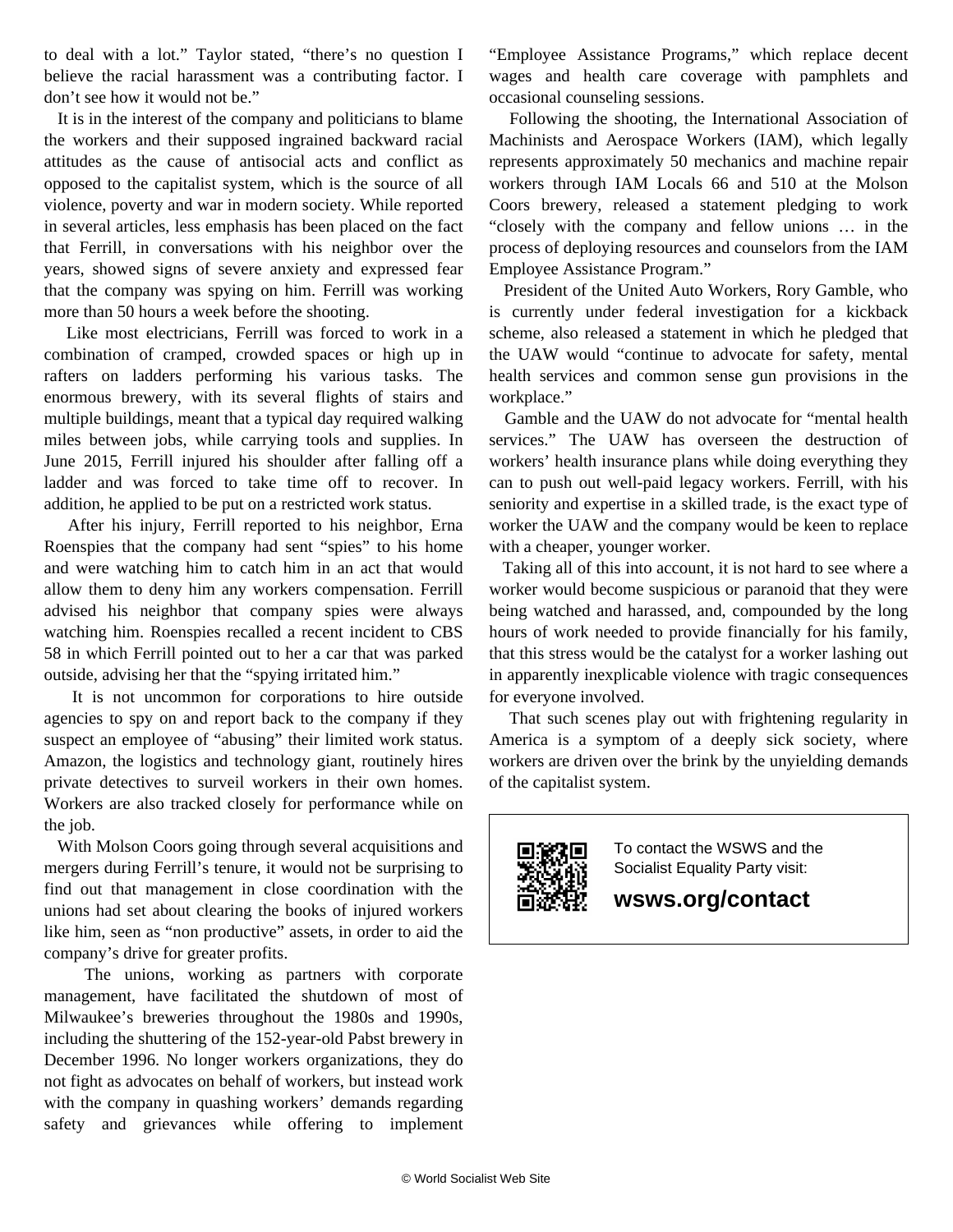to deal with a lot." Taylor stated, "there's no question I believe the racial harassment was a contributing factor. I don't see how it would not be."

It is in the interest of the company and politicians to blame the workers and their supposed ingrained backward racial attitudes as the cause of antisocial acts and conflict as opposed to the capitalist system, which is the source of all violence, poverty and war in modern society. While reported in several articles, less emphasis has been placed on the fact that Ferrill, in conversations with his neighbor over the years, showed signs of severe anxiety and expressed fear that the company was spying on him. Ferrill was working more than 50 hours a week before the shooting.

Like most electricians, Ferrill was forced to work in a combination of cramped, crowded spaces or high up in rafters on ladders performing his various tasks. The enormous brewery, with its several flights of stairs and multiple buildings, meant that a typical day required walking miles between jobs, while carrying tools and supplies. In June 2015, Ferrill injured his shoulder after falling off a ladder and was forced to take time off to recover. In addition, he applied to be put on a restricted work status.

After his injury, Ferrill reported to his neighbor, Erna Roenspies that the company had sent "spies" to his home and were watching him to catch him in an act that would allow them to deny him any workers compensation. Ferrill advised his neighbor that company spies were always watching him. Roenspies recalled a recent incident to CBS 58 in which Ferrill pointed out to her a car that was parked outside, advising her that the "spying irritated him."

It is not uncommon for corporations to hire outside agencies to spy on and report back to the company if they suspect an employee of "abusing" their limited work status. Amazon, the logistics and technology giant, routinely hires private detectives to surveil workers in their own homes. Workers are also tracked closely for performance while on the job.

With Molson Coors going through several acquisitions and mergers during Ferrill's tenure, it would not be surprising to find out that management in close coordination with the unions had set about clearing the books of injured workers like him, seen as "non productive" assets, in order to aid the company's drive for greater profits.

The unions, working as partners with corporate management, have facilitated the shutdown of most of Milwaukee's breweries throughout the 1980s and 1990s, including the shuttering of the 152-year-old Pabst brewery in December 1996. No longer workers organizations, they do not fight as advocates on behalf of workers, but instead work with the company in quashing workers' demands regarding safety and grievances while offering to implement "Employee Assistance Programs," which replace decent wages and health care coverage with pamphlets and occasional counseling sessions.

Following the shooting, the International Association of Machinists and Aerospace Workers (IAM), which legally represents approximately 50 mechanics and machine repair workers through IAM Locals 66 and 510 at the Molson Coors brewery, released a statement pledging to work "closely with the company and fellow unions … in the process of deploying resources and counselors from the IAM Employee Assistance Program."

President of the United Auto Workers, Rory Gamble, who is currently under federal investigation for a kickback scheme, also released a statement in which he pledged that the UAW would "continue to advocate for safety, mental health services and common sense gun provisions in the workplace."

Gamble and the UAW do not advocate for "mental health services." The UAW has overseen the destruction of workers' health insurance plans while doing everything they can to push out well-paid legacy workers. Ferrill, with his seniority and expertise in a skilled trade, is the exact type of worker the UAW and the company would be keen to replace with a cheaper, younger worker.

Taking all of this into account, it is not hard to see where a worker would become suspicious or paranoid that they were being watched and harassed, and, compounded by the long hours of work needed to provide financially for his family, that this stress would be the catalyst for a worker lashing out in apparently inexplicable violence with tragic consequences for everyone involved.

That such scenes play out with frightening regularity in America is a symptom of a deeply sick society, where workers are driven over the brink by the unyielding demands of the capitalist system.

To contact the WSWS and the Socialist Equality Party visit:

**wsws.org/contact**